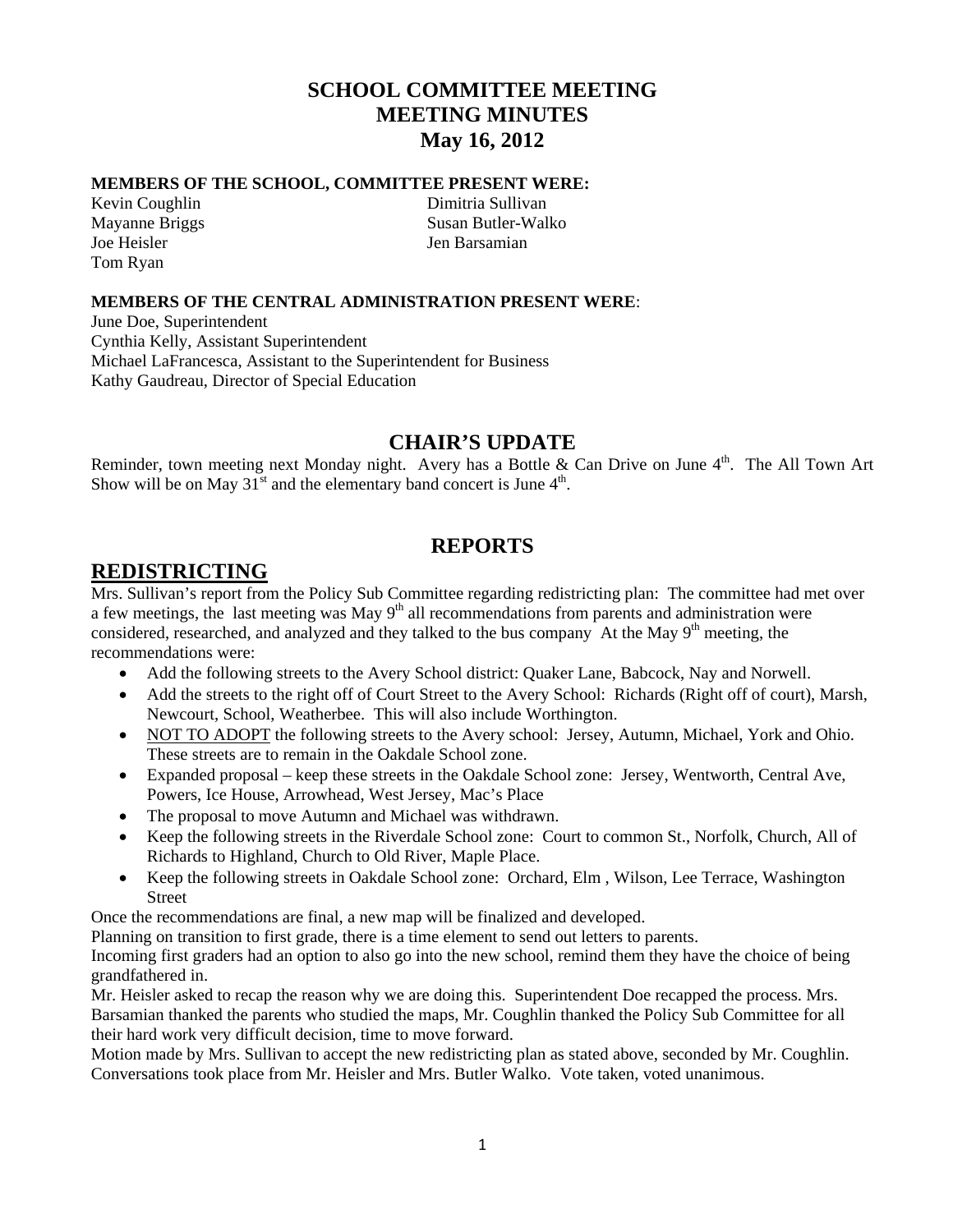# SCHOOL COMMITTEE MEETING
# MEETING MINUTES
# May 16, 2012

**MEMBERS OF THE SCHOOL, COMMITTEE PRESENT WERE:**

Kevin Coughlin
Mayanne Briggs
Joe Heisler
Tom Ryan
Dimitria Sullivan
Susan Butler-Walko
Jen Barsamian

**MEMBERS OF THE CENTRAL ADMINISTRATION PRESENT WERE**:

June Doe, Superintendent
Cynthia Kelly, Assistant Superintendent
Michael LaFrancesca, Assistant to the Superintendent for Business
Kathy Gaudreau, Director of Special Education

## CHAIR'S UPDATE

Reminder, town meeting next Monday night. Avery has a Bottle & Can Drive on June 4th. The All Town Art Show will be on May 31st and the elementary band concert is June 4th.

## REPORTS

## REDISTRICTING

Mrs. Sullivan's report from the Policy Sub Committee regarding redistricting plan: The committee had met over a few meetings, the last meeting was May 9th all recommendations from parents and administration were considered, researched, and analyzed and they talked to the bus company At the May 9th meeting, the recommendations were:

- Add the following streets to the Avery School district: Quaker Lane, Babcock, Nay and Norwell.
- Add the streets to the right off of Court Street to the Avery School: Richards (Right off of court), Marsh, Newcourt, School, Weatherbee. This will also include Worthington.
- NOT TO ADOPT the following streets to the Avery school: Jersey, Autumn, Michael, York and Ohio. These streets are to remain in the Oakdale School zone.
- Expanded proposal – keep these streets in the Oakdale School zone: Jersey, Wentworth, Central Ave, Powers, Ice House, Arrowhead, West Jersey, Mac's Place
- The proposal to move Autumn and Michael was withdrawn.
- Keep the following streets in the Riverdale School zone: Court to common St., Norfolk, Church, All of Richards to Highland, Church to Old River, Maple Place.
- Keep the following streets in Oakdale School zone: Orchard, Elm , Wilson, Lee Terrace, Washington Street

Once the recommendations are final, a new map will be finalized and developed.

Planning on transition to first grade, there is a time element to send out letters to parents.

Incoming first graders had an option to also go into the new school, remind them they have the choice of being grandfathered in.

Mr. Heisler asked to recap the reason why we are doing this. Superintendent Doe recapped the process. Mrs. Barsamian thanked the parents who studied the maps, Mr. Coughlin thanked the Policy Sub Committee for all their hard work very difficult decision, time to move forward.

Motion made by Mrs. Sullivan to accept the new redistricting plan as stated above, seconded by Mr. Coughlin. Conversations took place from Mr. Heisler and Mrs. Butler Walko. Vote taken, voted unanimous.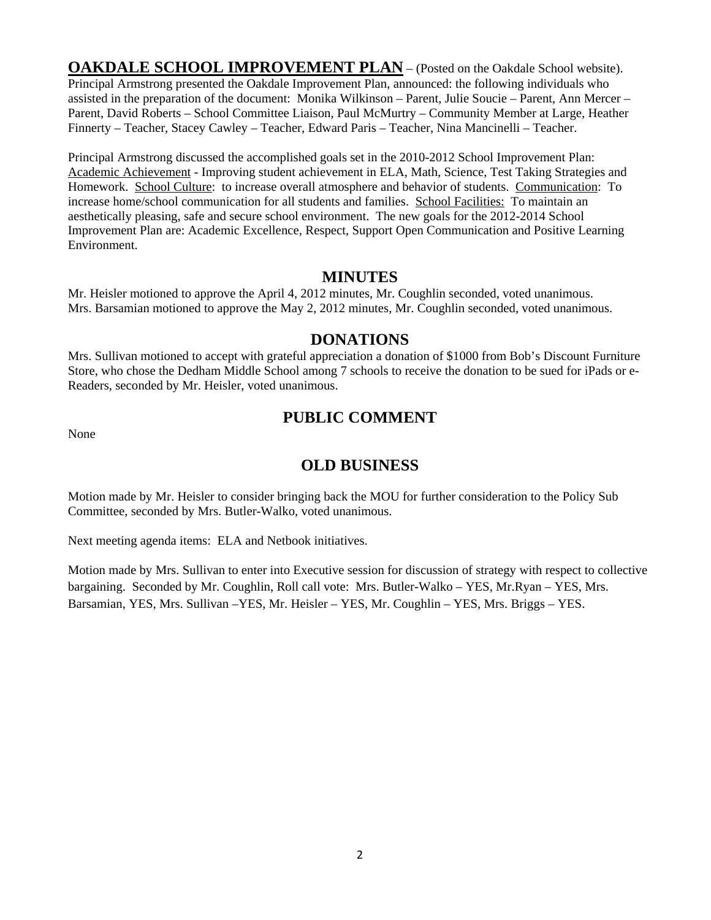**OAKDALE SCHOOL IMPROVEMENT PLAN** – (Posted on the Oakdale School website). Principal Armstrong presented the Oakdale Improvement Plan, announced: the following individuals who assisted in the preparation of the document: Monika Wilkinson – Parent, Julie Soucie – Parent, Ann Mercer – Parent, David Roberts – School Committee Liaison, Paul McMurtry – Community Member at Large, Heather Finnerty – Teacher, Stacey Cawley – Teacher, Edward Paris – Teacher, Nina Mancinelli – Teacher.

Principal Armstrong discussed the accomplished goals set in the 2010-2012 School Improvement Plan: Academic Achievement - Improving student achievement in ELA, Math, Science, Test Taking Strategies and Homework. School Culture: to increase overall atmosphere and behavior of students. Communication: To increase home/school communication for all students and families. School Facilities: To maintain an aesthetically pleasing, safe and secure school environment. The new goals for the 2012-2014 School Improvement Plan are: Academic Excellence, Respect, Support Open Communication and Positive Learning Environment.

## MINUTES

Mr. Heisler motioned to approve the April 4, 2012 minutes, Mr. Coughlin seconded, voted unanimous. Mrs. Barsamian motioned to approve the May 2, 2012 minutes, Mr. Coughlin seconded, voted unanimous.

## DONATIONS

Mrs. Sullivan motioned to accept with grateful appreciation a donation of $1000 from Bob's Discount Furniture Store, who chose the Dedham Middle School among 7 schools to receive the donation to be sued for iPads or e-Readers, seconded by Mr. Heisler, voted unanimous.

## PUBLIC COMMENT

None

## OLD BUSINESS

Motion made by Mr. Heisler to consider bringing back the MOU for further consideration to the Policy Sub Committee, seconded by Mrs. Butler-Walko, voted unanimous.

Next meeting agenda items: ELA and Netbook initiatives.

Motion made by Mrs. Sullivan to enter into Executive session for discussion of strategy with respect to collective bargaining. Seconded by Mr. Coughlin, Roll call vote: Mrs. Butler-Walko – YES, Mr.Ryan – YES, Mrs. Barsamian, YES, Mrs. Sullivan –YES, Mr. Heisler – YES, Mr. Coughlin – YES, Mrs. Briggs – YES.